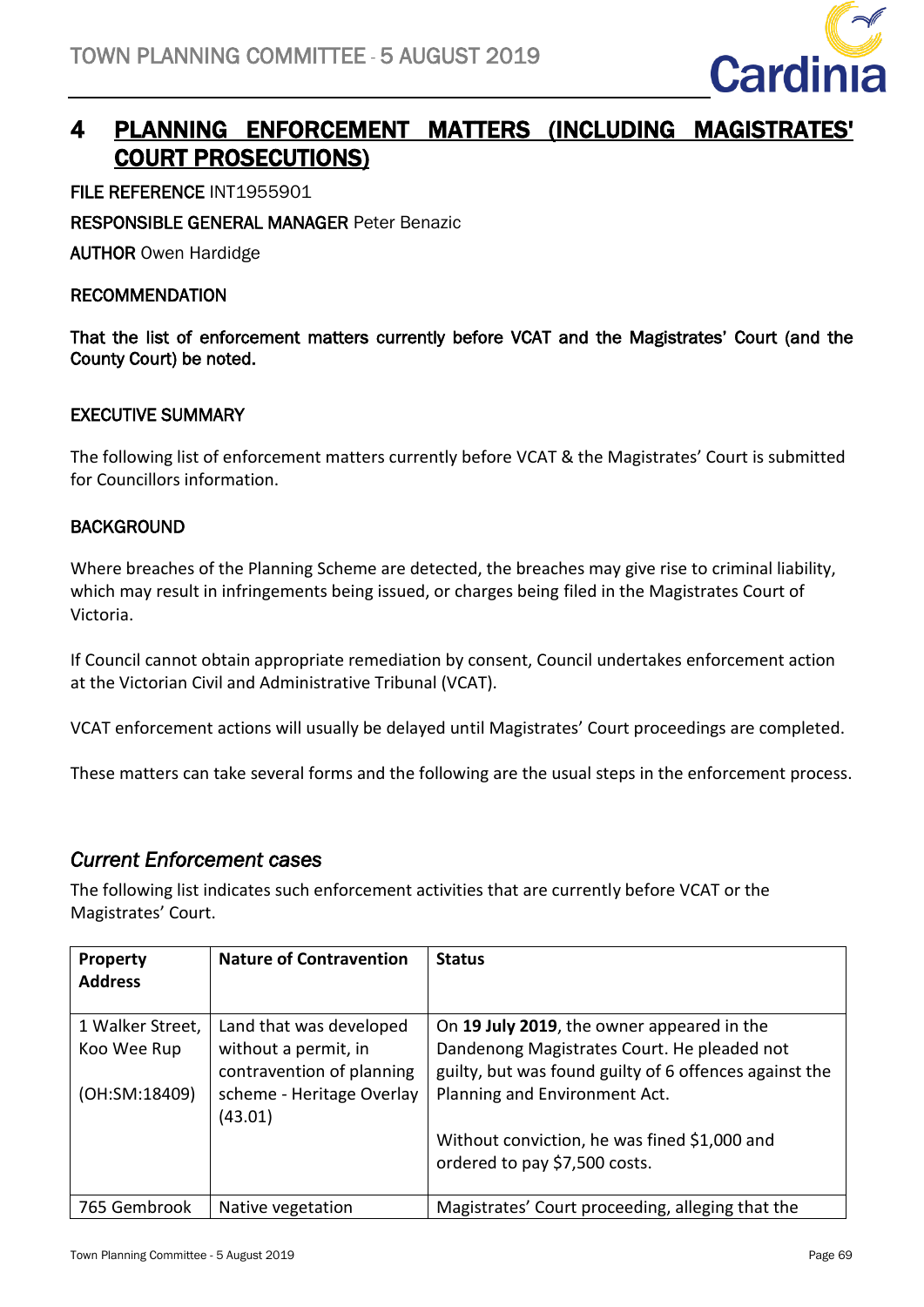# 4 PLANNING ENFORCEMENT MATTERS (INCLUDING MAGISTRATES' COURT PROSECUTIONS)

**FILE REFERENCE** INT1955901

**RESPONSIBLE GENERAL MANAGER** Peter Benazic

**AUTHOR** Owen Hardidge

**RECOMMENDATION**

**That the list of enforcement matters currently before VCAT and the Magistrates' Court (and the County Court) be noted.**

**EXECUTIVE SUMMARY**

The following list of enforcement matters currently before VCAT & the Magistrates' Court is submitted for Councillors information.

**BACKGROUND**

Where breaches of the Planning Scheme are detected, the breaches may give rise to criminal liability, which may result in infringements being issued, or charges being filed in the Magistrates Court of Victoria.

If Council cannot obtain appropriate remediation by consent, Council undertakes enforcement action at the Victorian Civil and Administrative Tribunal (VCAT).

VCAT enforcement actions will usually be delayed until Magistrates' Court proceedings are completed.

These matters can take several forms and the following are the usual steps in the enforcement process.

## *Current Enforcement cases*

The following list indicates such enforcement activities that are currently before VCAT or the Magistrates' Court.

| Property Address | Nature of Contravention | Status |
|---|---|---|
| 1 Walker Street, Koo Wee Rup<br><br>(OH:SM:18409) | Land that was developed without a permit, in contravention of planning scheme - Heritage Overlay (43.01) | On **19 July 2019**, the owner appeared in the Dandenong Magistrates Court. He pleaded not guilty, but was found guilty of 6 offences against the Planning and Environment Act.<br><br>Without conviction, he was fined $1,000 and ordered to pay $7,500 costs. |
| 765 Gembrook | Native vegetation | Magistrates' Court proceeding, alleging that the |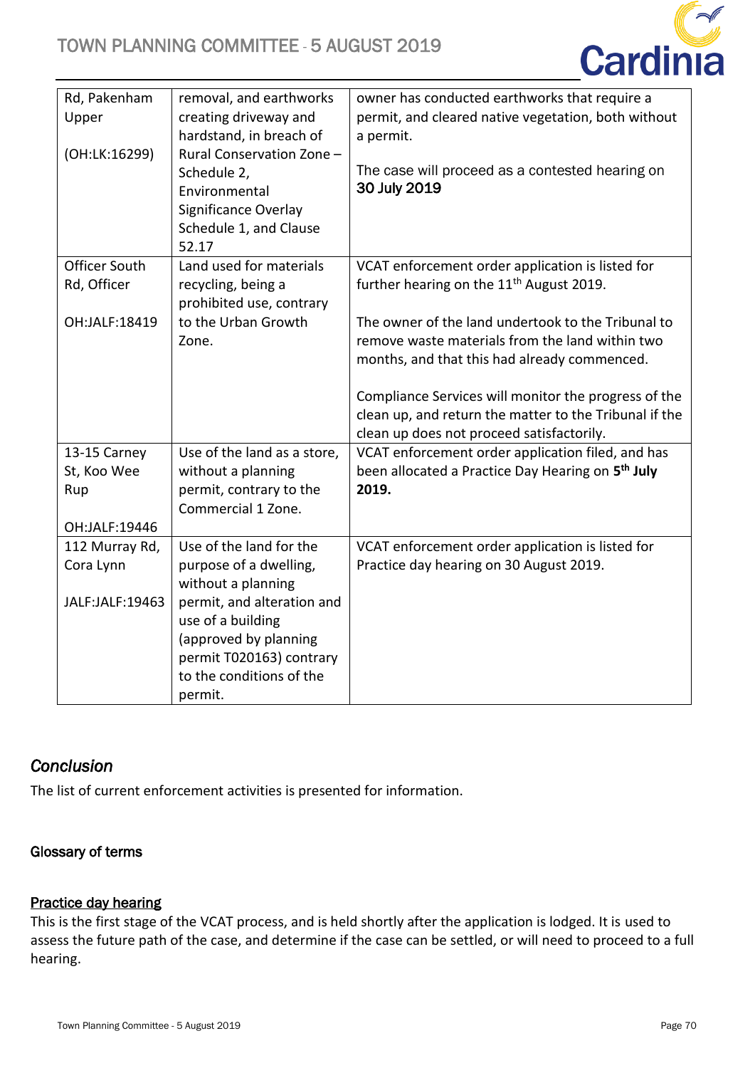| Rd, Pakenham Upper<br><br>(OH:LK:16299) | removal, and earthworks creating driveway and hardstand, in breach of Rural Conservation Zone – Schedule 2, Environmental Significance Overlay Schedule 1, and Clause 52.17 | owner has conducted earthworks that require a permit, and cleared native vegetation, both without a permit.<br><br>The case will proceed as a contested hearing on **30 July 2019** |
|---|---|---|
| Officer South Rd, Officer<br><br>OH:JALF:18419 | Land used for materials recycling, being a prohibited use, contrary to the Urban Growth Zone. | VCAT enforcement order application is listed for further hearing on the 11th August 2019.<br><br>The owner of the land undertook to the Tribunal to remove waste materials from the land within two months, and that this had already commenced.<br><br>Compliance Services will monitor the progress of the clean up, and return the matter to the Tribunal if the clean up does not proceed satisfactorily. |
| 13-15 Carney St, Koo Wee Rup<br><br>OH:JALF:19446 | Use of the land as a store, without a planning permit, contrary to the Commercial 1 Zone. | VCAT enforcement order application filed, and has been allocated a Practice Day Hearing on **5th July 2019.** |
| 112 Murray Rd, Cora Lynn<br><br>JALF:JALF:19463 | Use of the land for the purpose of a dwelling, without a planning permit, and alteration and use of a building (approved by planning permit T020163) contrary to the conditions of the permit. | VCAT enforcement order application is listed for Practice day hearing on 30 August 2019. |

## *Conclusion*

The list of current enforcement activities is presented for information.

### Glossary of terms

#### Practice day hearing

This is the first stage of the VCAT process, and is held shortly after the application is lodged. It is used to assess the future path of the case, and determine if the case can be settled, or will need to proceed to a full hearing.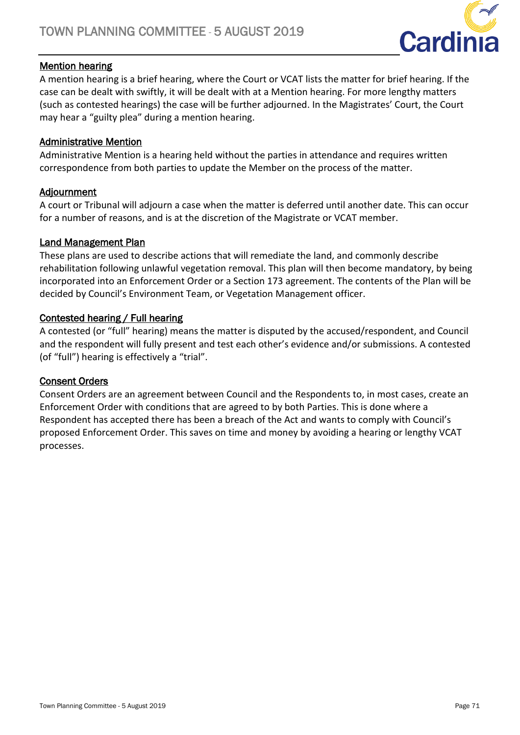**Mention hearing**

A mention hearing is a brief hearing, where the Court or VCAT lists the matter for brief hearing. If the case can be dealt with swiftly, it will be dealt with at a Mention hearing. For more lengthy matters (such as contested hearings) the case will be further adjourned. In the Magistrates' Court, the Court may hear a "guilty plea" during a mention hearing.

**Administrative Mention**

Administrative Mention is a hearing held without the parties in attendance and requires written correspondence from both parties to update the Member on the process of the matter.

**Adjournment**

A court or Tribunal will adjourn a case when the matter is deferred until another date. This can occur for a number of reasons, and is at the discretion of the Magistrate or VCAT member.

**Land Management Plan**

These plans are used to describe actions that will remediate the land, and commonly describe rehabilitation following unlawful vegetation removal. This plan will then become mandatory, by being incorporated into an Enforcement Order or a Section 173 agreement. The contents of the Plan will be decided by Council's Environment Team, or Vegetation Management officer.

**Contested hearing / Full hearing**

A contested (or "full" hearing) means the matter is disputed by the accused/respondent, and Council and the respondent will fully present and test each other's evidence and/or submissions. A contested (of "full") hearing is effectively a "trial".

**Consent Orders**

Consent Orders are an agreement between Council and the Respondents to, in most cases, create an Enforcement Order with conditions that are agreed to by both Parties. This is done where a Respondent has accepted there has been a breach of the Act and wants to comply with Council's proposed Enforcement Order. This saves on time and money by avoiding a hearing or lengthy VCAT processes.